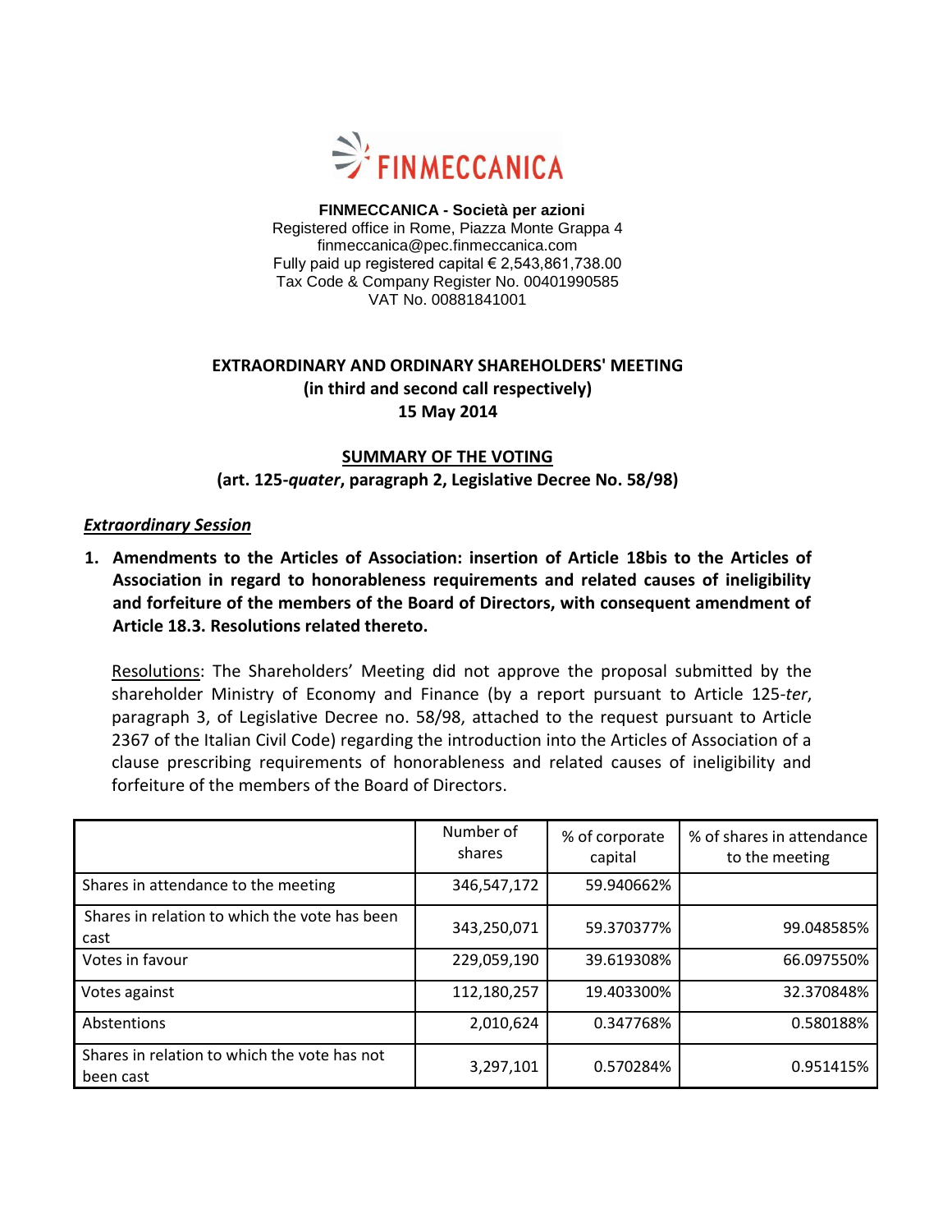FINMECCANICA

**FINMECCANICA - Società per azioni**
Registered office in Rome, Piazza Monte Grappa 4
finmeccanica@pec.finmeccanica.com
Fully paid up registered capital € 2,543,861,738.00
Tax Code & Company Register No. 00401990585
VAT No. 00881841001

## EXTRAORDINARY AND ORDINARY SHAREHOLDERS' MEETING
## (in third and second call respectively)
## 15 May 2014

### SUMMARY OF THE VOTING
### (art. 125-*quater*, paragraph 2, Legislative Decree No. 58/98)

***Extraordinary Session***

1. **Amendments to the Articles of Association: insertion of Article 18bis to the Articles of Association in regard to honorableness requirements and related causes of ineligibility and forfeiture of the members of the Board of Directors, with consequent amendment of Article 18.3. Resolutions related thereto.**

   Resolutions: The Shareholders' Meeting did not approve the proposal submitted by the shareholder Ministry of Economy and Finance (by a report pursuant to Article 125-*ter*, paragraph 3, of Legislative Decree no. 58/98, attached to the request pursuant to Article 2367 of the Italian Civil Code) regarding the introduction into the Articles of Association of a clause prescribing requirements of honorableness and related causes of ineligibility and forfeiture of the members of the Board of Directors.

| | Number of shares | % of corporate capital | % of shares in attendance to the meeting |
|---|---|---|---|
| Shares in attendance to the meeting | 346,547,172 | 59.940662% | |
| Shares in relation to which the vote has been cast | 343,250,071 | 59.370377% | 99.048585% |
| Votes in favour | 229,059,190 | 39.619308% | 66.097550% |
| Votes against | 112,180,257 | 19.403300% | 32.370848% |
| Abstentions | 2,010,624 | 0.347768% | 0.580188% |
| Shares in relation to which the vote has not been cast | 3,297,101 | 0.570284% | 0.951415% |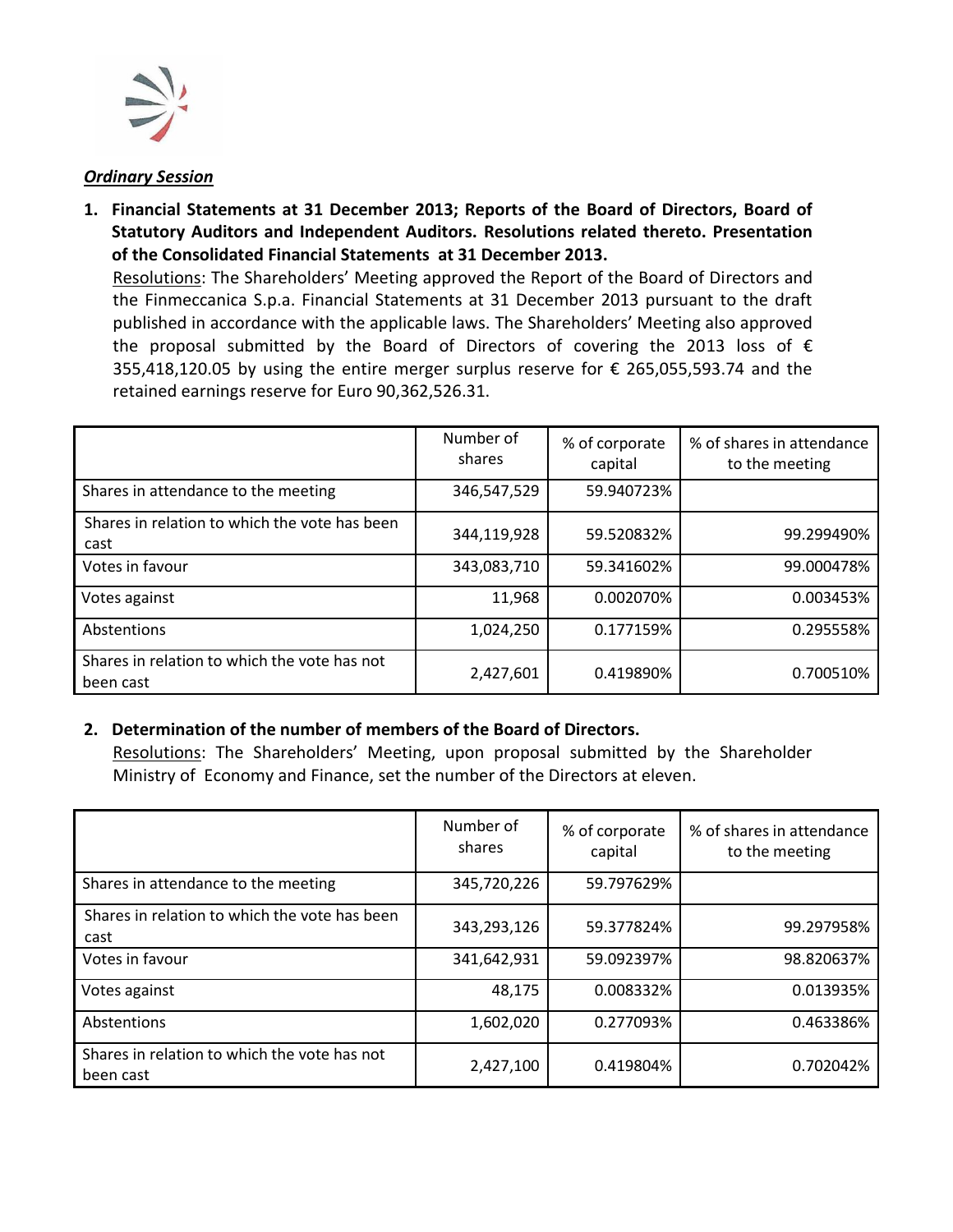***Ordinary Session***

1. **Financial Statements at 31 December 2013; Reports of the Board of Directors, Board of Statutory Auditors and Independent Auditors. Resolutions related thereto. Presentation of the Consolidated Financial Statements at 31 December 2013.**

   Resolutions: The Shareholders' Meeting approved the Report of the Board of Directors and the Finmeccanica S.p.a. Financial Statements at 31 December 2013 pursuant to the draft published in accordance with the applicable laws. The Shareholders' Meeting also approved the proposal submitted by the Board of Directors of covering the 2013 loss of € 355,418,120.05 by using the entire merger surplus reserve for € 265,055,593.74 and the retained earnings reserve for Euro 90,362,526.31.

| | Number of shares | % of corporate capital | % of shares in attendance to the meeting |
|---|---|---|---|
| Shares in attendance to the meeting | 346,547,529 | 59.940723% | |
| Shares in relation to which the vote has been cast | 344,119,928 | 59.520832% | 99.299490% |
| Votes in favour | 343,083,710 | 59.341602% | 99.000478% |
| Votes against | 11,968 | 0.002070% | 0.003453% |
| Abstentions | 1,024,250 | 0.177159% | 0.295558% |
| Shares in relation to which the vote has not been cast | 2,427,601 | 0.419890% | 0.700510% |

2. **Determination of the number of members of the Board of Directors.**

   Resolutions: The Shareholders' Meeting, upon proposal submitted by the Shareholder Ministry of Economy and Finance, set the number of the Directors at eleven.

| | Number of shares | % of corporate capital | % of shares in attendance to the meeting |
|---|---|---|---|
| Shares in attendance to the meeting | 345,720,226 | 59.797629% | |
| Shares in relation to which the vote has been cast | 343,293,126 | 59.377824% | 99.297958% |
| Votes in favour | 341,642,931 | 59.092397% | 98.820637% |
| Votes against | 48,175 | 0.008332% | 0.013935% |
| Abstentions | 1,602,020 | 0.277093% | 0.463386% |
| Shares in relation to which the vote has not been cast | 2,427,100 | 0.419804% | 0.702042% |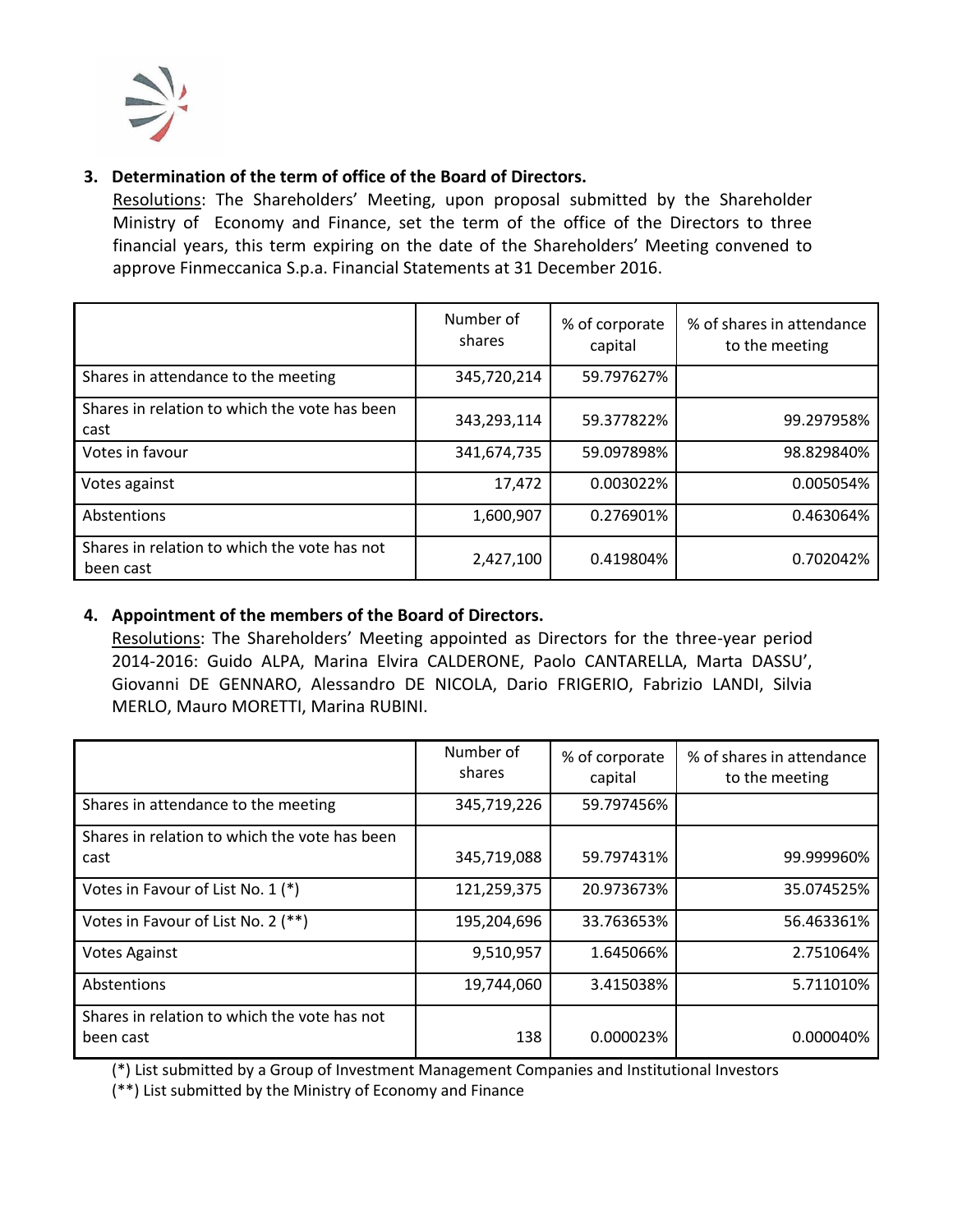3. **Determination of the term of office of the Board of Directors.**

   Resolutions: The Shareholders' Meeting, upon proposal submitted by the Shareholder Ministry of Economy and Finance, set the term of the office of the Directors to three financial years, this term expiring on the date of the Shareholders' Meeting convened to approve Finmeccanica S.p.a. Financial Statements at 31 December 2016.

| | Number of shares | % of corporate capital | % of shares in attendance to the meeting |
|---|---|---|---|
| Shares in attendance to the meeting | 345,720,214 | 59.797627% | |
| Shares in relation to which the vote has been cast | 343,293,114 | 59.377822% | 99.297958% |
| Votes in favour | 341,674,735 | 59.097898% | 98.829840% |
| Votes against | 17,472 | 0.003022% | 0.005054% |
| Abstentions | 1,600,907 | 0.276901% | 0.463064% |
| Shares in relation to which the vote has not been cast | 2,427,100 | 0.419804% | 0.702042% |

4. **Appointment of the members of the Board of Directors.**

   Resolutions: The Shareholders' Meeting appointed as Directors for the three-year period 2014-2016: Guido ALPA, Marina Elvira CALDERONE, Paolo CANTARELLA, Marta DASSU', Giovanni DE GENNARO, Alessandro DE NICOLA, Dario FRIGERIO, Fabrizio LANDI, Silvia MERLO, Mauro MORETTI, Marina RUBINI.

| | Number of shares | % of corporate capital | % of shares in attendance to the meeting |
|---|---|---|---|
| Shares in attendance to the meeting | 345,719,226 | 59.797456% | |
| Shares in relation to which the vote has been cast | 345,719,088 | 59.797431% | 99.999960% |
| Votes in Favour of List No. 1 (*) | 121,259,375 | 20.973673% | 35.074525% |
| Votes in Favour of List No. 2 (**) | 195,204,696 | 33.763653% | 56.463361% |
| Votes Against | 9,510,957 | 1.645066% | 2.751064% |
| Abstentions | 19,744,060 | 3.415038% | 5.711010% |
| Shares in relation to which the vote has not been cast | 138 | 0.000023% | 0.000040% |

(*) List submitted by a Group of Investment Management Companies and Institutional Investors

(**) List submitted by the Ministry of Economy and Finance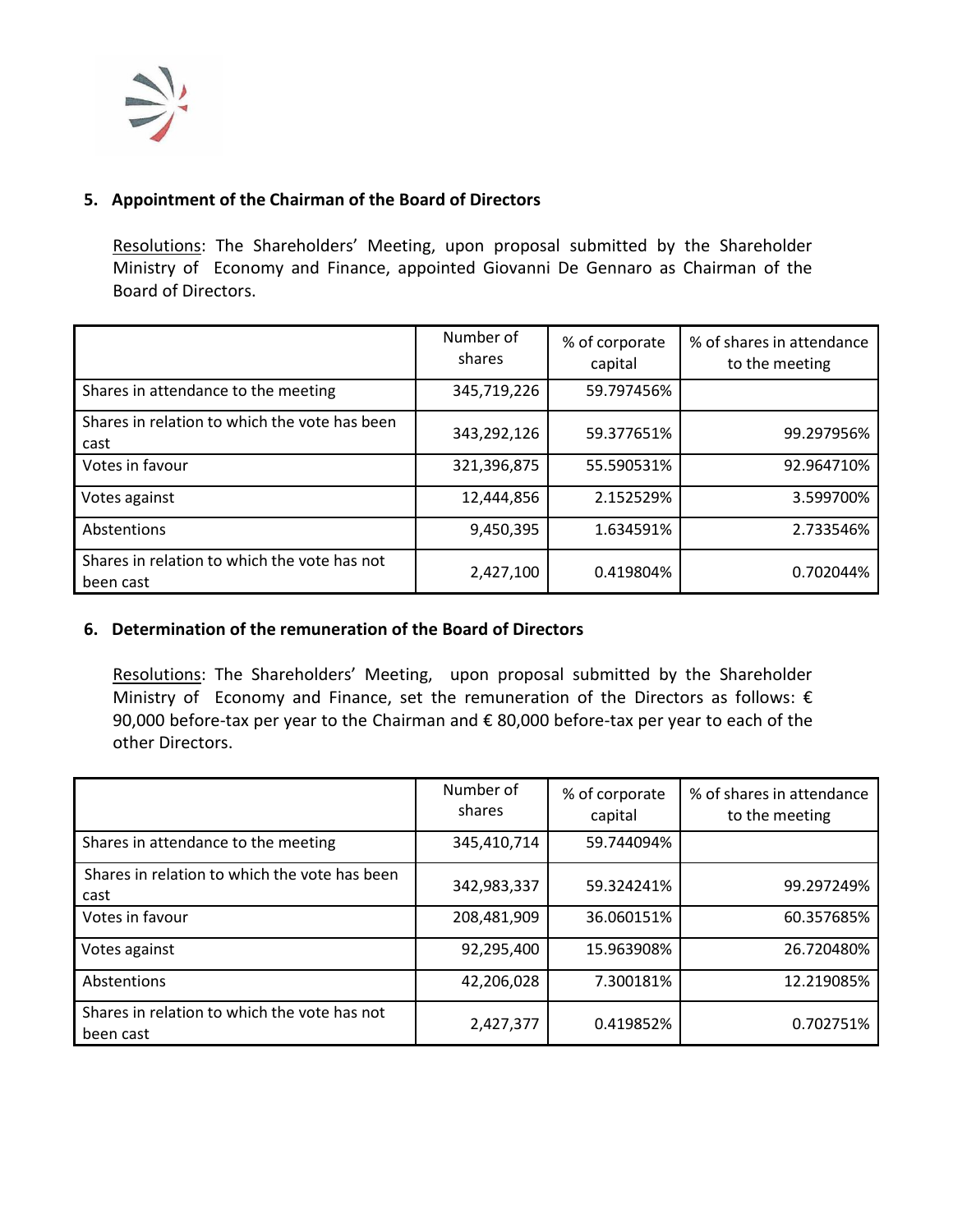## 5. Appointment of the Chairman of the Board of Directors

Resolutions: The Shareholders' Meeting, upon proposal submitted by the Shareholder Ministry of Economy and Finance, appointed Giovanni De Gennaro as Chairman of the Board of Directors.

| | Number of shares | % of corporate capital | % of shares in attendance to the meeting |
|---|---|---|---|
| Shares in attendance to the meeting | 345,719,226 | 59.797456% | |
| Shares in relation to which the vote has been cast | 343,292,126 | 59.377651% | 99.297956% |
| Votes in favour | 321,396,875 | 55.590531% | 92.964710% |
| Votes against | 12,444,856 | 2.152529% | 3.599700% |
| Abstentions | 9,450,395 | 1.634591% | 2.733546% |
| Shares in relation to which the vote has not been cast | 2,427,100 | 0.419804% | 0.702044% |

## 6. Determination of the remuneration of the Board of Directors

Resolutions: The Shareholders' Meeting, upon proposal submitted by the Shareholder Ministry of Economy and Finance, set the remuneration of the Directors as follows: € 90,000 before-tax per year to the Chairman and € 80,000 before-tax per year to each of the other Directors.

| | Number of shares | % of corporate capital | % of shares in attendance to the meeting |
|---|---|---|---|
| Shares in attendance to the meeting | 345,410,714 | 59.744094% | |
| Shares in relation to which the vote has been cast | 342,983,337 | 59.324241% | 99.297249% |
| Votes in favour | 208,481,909 | 36.060151% | 60.357685% |
| Votes against | 92,295,400 | 15.963908% | 26.720480% |
| Abstentions | 42,206,028 | 7.300181% | 12.219085% |
| Shares in relation to which the vote has not been cast | 2,427,377 | 0.419852% | 0.702751% |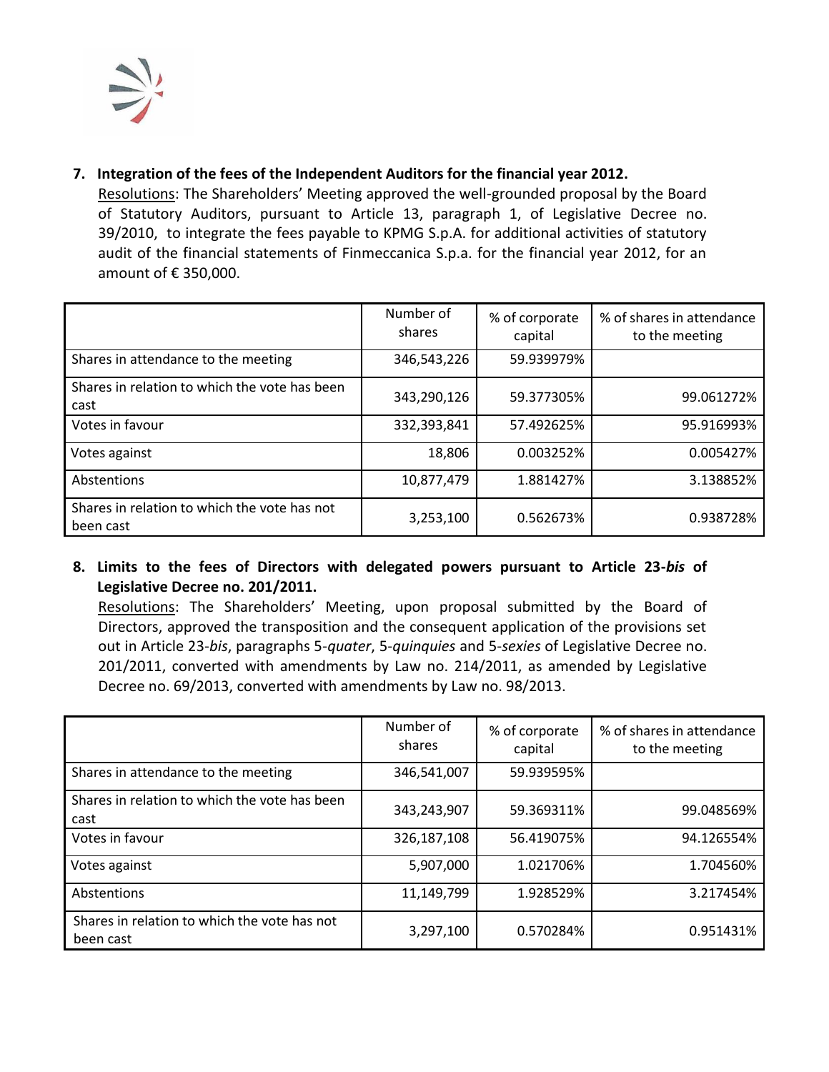7. **Integration of the fees of the Independent Auditors for the financial year 2012.**

   Resolutions: The Shareholders' Meeting approved the well-grounded proposal by the Board of Statutory Auditors, pursuant to Article 13, paragraph 1, of Legislative Decree no. 39/2010, to integrate the fees payable to KPMG S.p.A. for additional activities of statutory audit of the financial statements of Finmeccanica S.p.a. for the financial year 2012, for an amount of € 350,000.

| | Number of shares | % of corporate capital | % of shares in attendance to the meeting |
|---|---|---|---|
| Shares in attendance to the meeting | 346,543,226 | 59.939979% | |
| Shares in relation to which the vote has been cast | 343,290,126 | 59.377305% | 99.061272% |
| Votes in favour | 332,393,841 | 57.492625% | 95.916993% |
| Votes against | 18,806 | 0.003252% | 0.005427% |
| Abstentions | 10,877,479 | 1.881427% | 3.138852% |
| Shares in relation to which the vote has not been cast | 3,253,100 | 0.562673% | 0.938728% |

8. **Limits to the fees of Directors with delegated powers pursuant to Article 23-*bis* of Legislative Decree no. 201/2011.**

   Resolutions: The Shareholders' Meeting, upon proposal submitted by the Board of Directors, approved the transposition and the consequent application of the provisions set out in Article 23-*bis*, paragraphs 5-*quater*, 5-*quinquies* and 5-*sexies* of Legislative Decree no. 201/2011, converted with amendments by Law no. 214/2011, as amended by Legislative Decree no. 69/2013, converted with amendments by Law no. 98/2013.

| | Number of shares | % of corporate capital | % of shares in attendance to the meeting |
|---|---|---|---|
| Shares in attendance to the meeting | 346,541,007 | 59.939595% | |
| Shares in relation to which the vote has been cast | 343,243,907 | 59.369311% | 99.048569% |
| Votes in favour | 326,187,108 | 56.419075% | 94.126554% |
| Votes against | 5,907,000 | 1.021706% | 1.704560% |
| Abstentions | 11,149,799 | 1.928529% | 3.217454% |
| Shares in relation to which the vote has not been cast | 3,297,100 | 0.570284% | 0.951431% |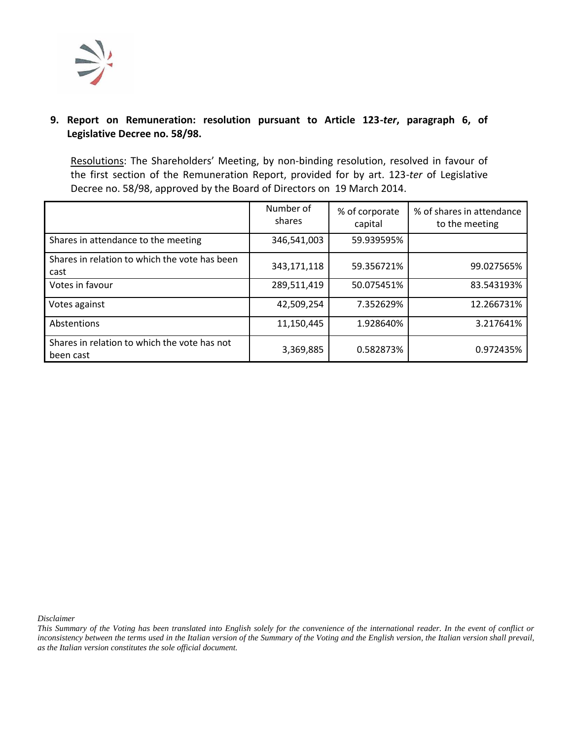**9. Report on Remuneration: resolution pursuant to Article 123-*ter*, paragraph 6, of Legislative Decree no. 58/98.**

Resolutions: The Shareholders' Meeting, by non-binding resolution, resolved in favour of the first section of the Remuneration Report, provided for by art. 123-*ter* of Legislative Decree no. 58/98, approved by the Board of Directors on 19 March 2014.

| | Number of shares | % of corporate capital | % of shares in attendance to the meeting |
|---|---|---|---|
| Shares in attendance to the meeting | 346,541,003 | 59.939595% | |
| Shares in relation to which the vote has been cast | 343,171,118 | 59.356721% | 99.027565% |
| Votes in favour | 289,511,419 | 50.075451% | 83.543193% |
| Votes against | 42,509,254 | 7.352629% | 12.266731% |
| Abstentions | 11,150,445 | 1.928640% | 3.217641% |
| Shares in relation to which the vote has not been cast | 3,369,885 | 0.582873% | 0.972435% |

*Disclaimer*

*This Summary of the Voting has been translated into English solely for the convenience of the international reader. In the event of conflict or inconsistency between the terms used in the Italian version of the Summary of the Voting and the English version, the Italian version shall prevail, as the Italian version constitutes the sole official document.*